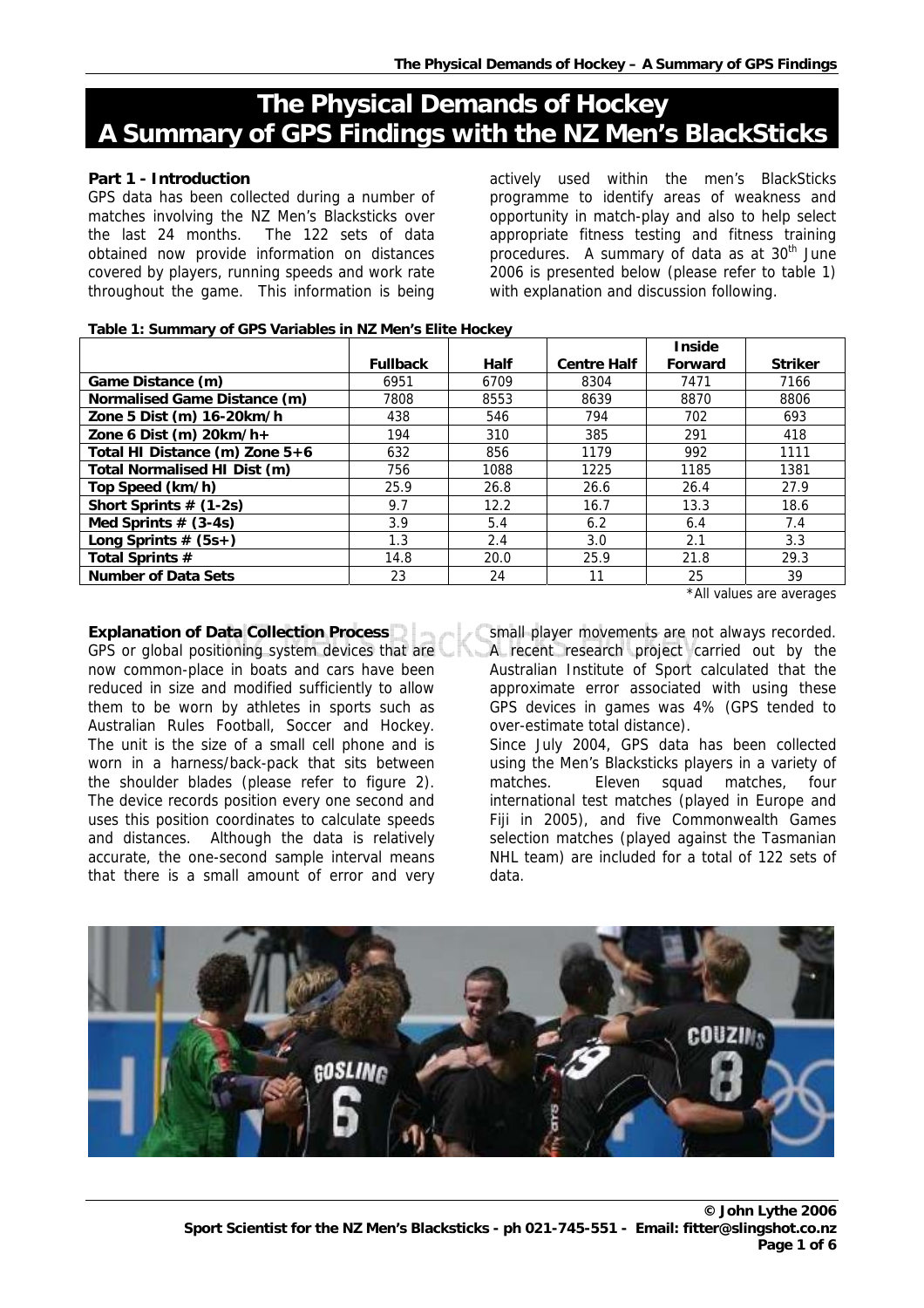# The Physical Demands of Hockey
# A Summary of GPS Findings with the NZ Men's BlackSticks

### Part 1 - Introduction

GPS data has been collected during a number of matches involving the NZ Men's Blacksticks over the last 24 months. The 122 sets of data obtained now provide information on distances covered by players, running speeds and work rate throughout the game. This information is being actively used within the men's BlackSticks programme to identify areas of weakness and opportunity in match-play and also to help select appropriate fitness testing and fitness training procedures. A summary of data as at 30th June 2006 is presented below (please refer to table 1) with explanation and discussion following.

**Table 1: Summary of GPS Variables in NZ Men's Elite Hockey**

| | Fullback | Half | Centre Half | Inside Forward | Striker |
|---|---|---|---|---|---|
| **Game Distance (m)** | 6951 | 6709 | 8304 | 7471 | 7166 |
| **Normalised Game Distance (m)** | 7808 | 8553 | 8639 | 8870 | 8806 |
| **Zone 5 Dist (m) 16-20km/h** | 438 | 546 | 794 | 702 | 693 |
| **Zone 6 Dist (m) 20km/h+** | 194 | 310 | 385 | 291 | 418 |
| **Total HI Distance (m) Zone 5+6** | 632 | 856 | 1179 | 992 | 1111 |
| **Total Normalised HI Dist (m)** | 756 | 1088 | 1225 | 1185 | 1381 |
| **Top Speed (km/h)** | 25.9 | 26.8 | 26.6 | 26.4 | 27.9 |
| **Short Sprints # (1-2s)** | 9.7 | 12.2 | 16.7 | 13.3 | 18.6 |
| **Med Sprints # (3-4s)** | 3.9 | 5.4 | 6.2 | 6.4 | 7.4 |
| **Long Sprints # (5s+)** | 1.3 | 2.4 | 3.0 | 2.1 | 3.3 |
| **Total Sprints #** | 14.8 | 20.0 | 25.9 | 21.8 | 29.3 |
| **Number of Data Sets** | 23 | 24 | 11 | 25 | 39 |

*All values are averages

### Explanation of Data Collection Process

GPS or global positioning system devices that are now common-place in boats and cars have been reduced in size and modified sufficiently to allow them to be worn by athletes in sports such as Australian Rules Football, Soccer and Hockey. The unit is the size of a small cell phone and is worn in a harness/back-pack that sits between the shoulder blades (please refer to figure 2). The device records position every one second and uses this position coordinates to calculate speeds and distances. Although the data is relatively accurate, the one-second sample interval means that there is a small amount of error and very small player movements are not always recorded. A recent research project carried out by the Australian Institute of Sport calculated that the approximate error associated with using these GPS devices in games was 4% (GPS tended to over-estimate total distance).

Since July 2004, GPS data has been collected using the Men's Blacksticks players in a variety of matches. Eleven squad matches, four international test matches (played in Europe and Fiji in 2005), and five Commonwealth Games selection matches (played against the Tasmanian NHL team) are included for a total of 122 sets of data.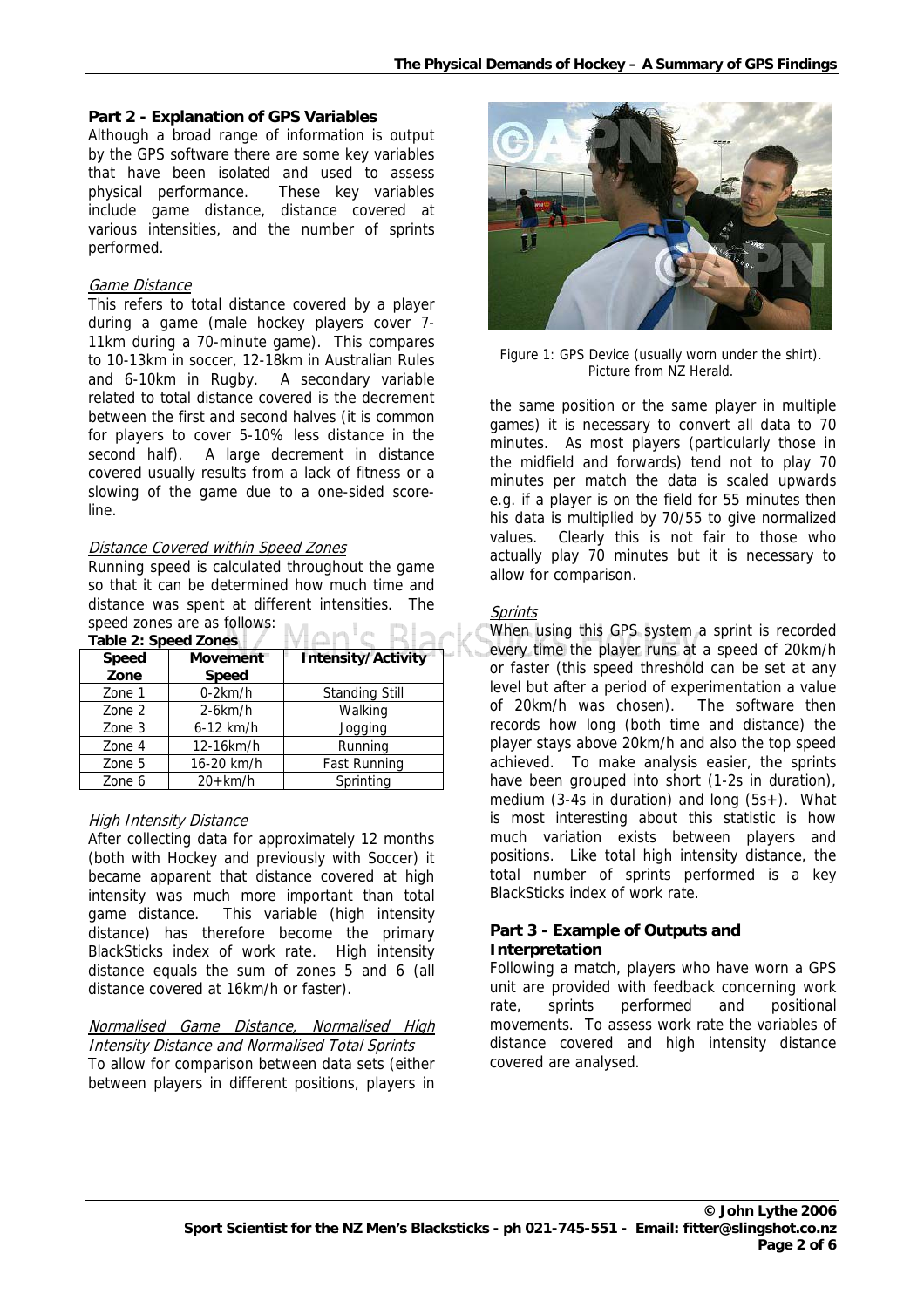## Part 2 - Explanation of GPS Variables

Although a broad range of information is output by the GPS software there are some key variables that have been isolated and used to assess physical performance. These key variables include game distance, distance covered at various intensities, and the number of sprints performed.

### *Game Distance*

This refers to total distance covered by a player during a game (male hockey players cover 7-11km during a 70-minute game). This compares to 10-13km in soccer, 12-18km in Australian Rules and 6-10km in Rugby. A secondary variable related to total distance covered is the decrement between the first and second halves (it is common for players to cover 5-10% less distance in the second half). A large decrement in distance covered usually results from a lack of fitness or a slowing of the game due to a one-sided score-line.

### *Distance Covered within Speed Zones*

Running speed is calculated throughout the game so that it can be determined how much time and distance was spent at different intensities. The speed zones are as follows:

**Table 2: Speed Zones**

| Speed Zone | Movement Speed | Intensity/Activity |
|---|---|---|
| Zone 1 | 0-2km/h | Standing Still |
| Zone 2 | 2-6km/h | Walking |
| Zone 3 | 6-12 km/h | Jogging |
| Zone 4 | 12-16km/h | Running |
| Zone 5 | 16-20 km/h | Fast Running |
| Zone 6 | 20+km/h | Sprinting |

### *High Intensity Distance*

After collecting data for approximately 12 months (both with Hockey and previously with Soccer) it became apparent that distance covered at high intensity was much more important than total game distance. This variable (high intensity distance) has therefore become the primary BlackSticks index of work rate. High intensity distance equals the sum of zones 5 and 6 (all distance covered at 16km/h or faster).

### *Normalised Game Distance, Normalised High Intensity Distance and Normalised Total Sprints*

To allow for comparison between data sets (either between players in different positions, players in the same position or the same player in multiple games) it is necessary to convert all data to 70 minutes. As most players (particularly those in the midfield and forwards) tend not to play 70 minutes per match the data is scaled upwards e.g. if a player is on the field for 55 minutes then his data is multiplied by 70/55 to give normalized values. Clearly this is not fair to those who actually play 70 minutes but it is necessary to allow for comparison.

Figure 1: GPS Device (usually worn under the shirt). Picture from NZ Herald.

### *Sprints*

When using this GPS system a sprint is recorded every time the player runs at a speed of 20km/h or faster (this speed threshold can be set at any level but after a period of experimentation a value of 20km/h was chosen). The software then records how long (both time and distance) the player stays above 20km/h and also the top speed achieved. To make analysis easier, the sprints have been grouped into short (1-2s in duration), medium (3-4s in duration) and long (5s+). What is most interesting about this statistic is how much variation exists between players and positions. Like total high intensity distance, the total number of sprints performed is a key BlackSticks index of work rate.

## Part 3 - Example of Outputs and Interpretation

Following a match, players who have worn a GPS unit are provided with feedback concerning work rate, sprints performed and positional movements. To assess work rate the variables of distance covered and high intensity distance covered are analysed.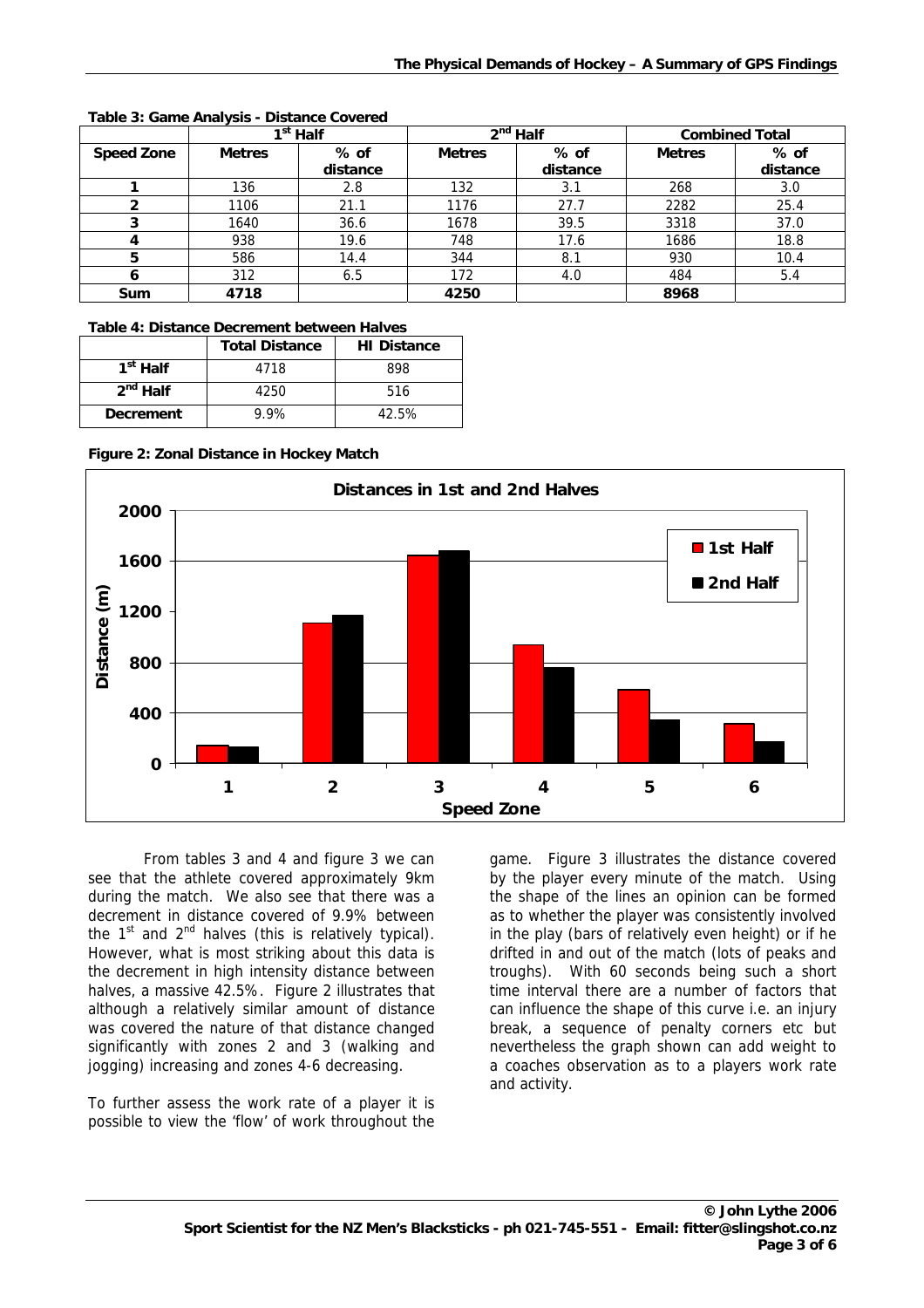**Table 3: Game Analysis - Distance Covered**

| | 1st Half | | 2nd Half | | Combined Total | |
|---|---|---|---|---|---|---|
| **Speed Zone** | **Metres** | **% of distance** | **Metres** | **% of distance** | **Metres** | **% of distance** |
| **1** | 136 | 2.8 | 132 | 3.1 | 268 | 3.0 |
| **2** | 1106 | 21.1 | 1176 | 27.7 | 2282 | 25.4 |
| **3** | 1640 | 36.6 | 1678 | 39.5 | 3318 | 37.0 |
| **4** | 938 | 19.6 | 748 | 17.6 | 1686 | 18.8 |
| **5** | 586 | 14.4 | 344 | 8.1 | 930 | 10.4 |
| **6** | 312 | 6.5 | 172 | 4.0 | 484 | 5.4 |
| **Sum** | **4718** | | **4250** | | **8968** | |

**Table 4: Distance Decrement between Halves**

| | Total Distance | HI Distance |
|---|---|---|
| **1st Half** | 4718 | 898 |
| **2nd Half** | 4250 | 516 |
| **Decrement** | 9.9% | 42.5% |

**Figure 2: Zonal Distance in Hockey Match**

From tables 3 and 4 and figure 3 we can see that the athlete covered approximately 9km during the match. We also see that there was a decrement in distance covered of 9.9% between the 1st and 2nd halves (this is relatively typical). However, what is most striking about this data is the decrement in high intensity distance between halves, a massive 42.5%. Figure 2 illustrates that although a relatively similar amount of distance was covered the nature of that distance changed significantly with zones 2 and 3 (walking and jogging) increasing and zones 4-6 decreasing.

To further assess the work rate of a player it is possible to view the 'flow' of work throughout the game. Figure 3 illustrates the distance covered by the player every minute of the match. Using the shape of the lines an opinion can be formed as to whether the player was consistently involved in the play (bars of relatively even height) or if he drifted in and out of the match (lots of peaks and troughs). With 60 seconds being such a short time interval there are a number of factors that can influence the shape of this curve i.e. an injury break, a sequence of penalty corners etc but nevertheless the graph shown can add weight to a coaches observation as to a players work rate and activity.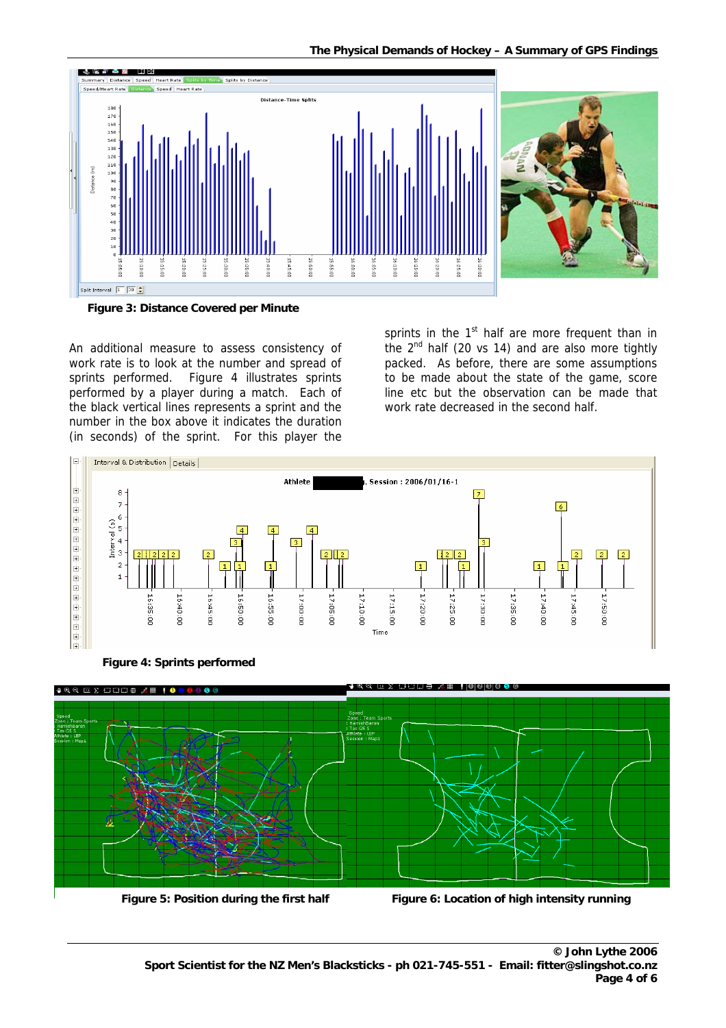**Figure 3: Distance Covered per Minute**

An additional measure to assess consistency of work rate is to look at the number and spread of sprints performed. Figure 4 illustrates sprints performed by a player during a match. Each of the black vertical lines represents a sprint and the number in the box above it indicates the duration (in seconds) of the sprint. For this player the sprints in the 1st half are more frequent than in the 2nd half (20 vs 14) and are also more tightly packed. As before, there are some assumptions to be made about the state of the game, score line etc but the observation can be made that work rate decreased in the second half.

**Figure 4: Sprints performed**

**Figure 5: Position during the first half**

**Figure 6: Location of high intensity running**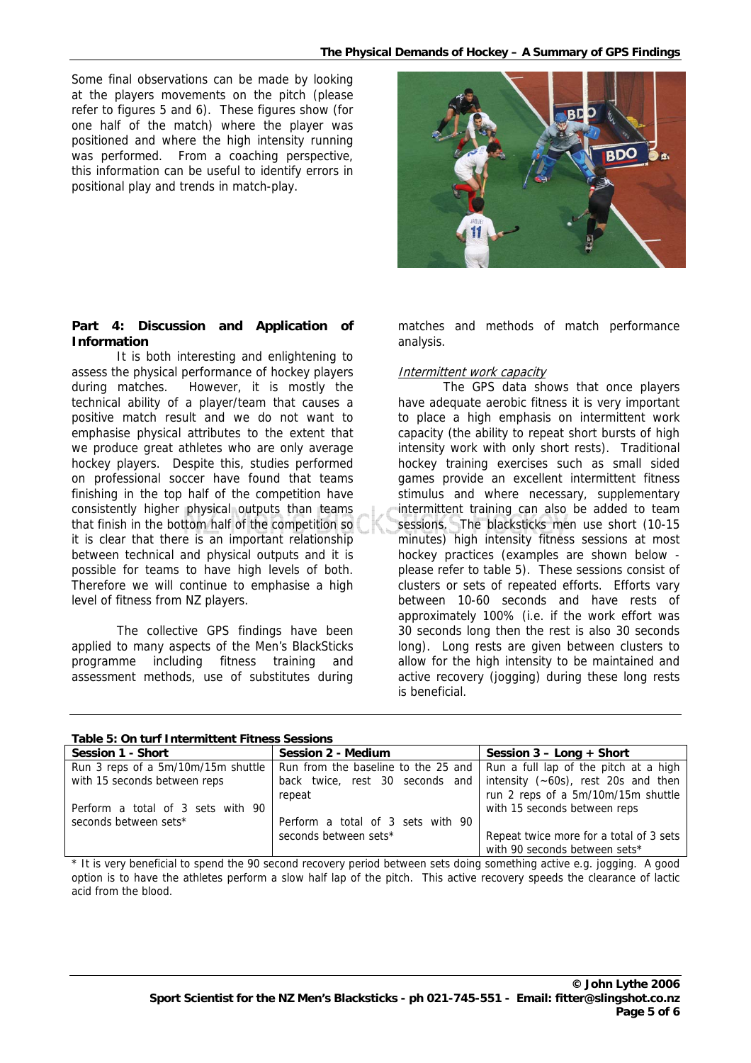Some final observations can be made by looking at the players movements on the pitch (please refer to figures 5 and 6). These figures show (for one half of the match) where the player was positioned and where the high intensity running was performed. From a coaching perspective, this information can be useful to identify errors in positional play and trends in match-play.

**Part 4: Discussion and Application of Information**

It is both interesting and enlightening to assess the physical performance of hockey players during matches. However, it is mostly the technical ability of a player/team that causes a positive match result and we do not want to emphasise physical attributes to the extent that we produce great athletes who are only average hockey players. Despite this, studies performed on professional soccer have found that teams finishing in the top half of the competition have consistently higher physical outputs than teams that finish in the bottom half of the competition so it is clear that there is an important relationship between technical and physical outputs and it is possible for teams to have high levels of both. Therefore we will continue to emphasise a high level of fitness from NZ players.

The collective GPS findings have been applied to many aspects of the Men's BlackSticks programme including fitness training and assessment methods, use of substitutes during matches and methods of match performance analysis.

*Intermittent work capacity*

The GPS data shows that once players have adequate aerobic fitness it is very important to place a high emphasis on intermittent work capacity (the ability to repeat short bursts of high intensity work with only short rests). Traditional hockey training exercises such as small sided games provide an excellent intermittent fitness stimulus and where necessary, supplementary intermittent training can also be added to team sessions. The blacksticks men use short (10-15 minutes) high intensity fitness sessions at most hockey practices (examples are shown below - please refer to table 5). These sessions consist of clusters or sets of repeated efforts. Efforts vary between 10-60 seconds and have rests of approximately 100% (i.e. if the work effort was 30 seconds long then the rest is also 30 seconds long). Long rests are given between clusters to allow for the high intensity to be maintained and active recovery (jogging) during these long rests is beneficial.

**Table 5: On turf Intermittent Fitness Sessions**

| Session 1 - Short | Session 2 - Medium | Session 3 – Long + Short |
|---|---|---|
| Run 3 reps of a 5m/10m/15m shuttle with 15 seconds between reps<br><br>Perform a total of 3 sets with 90 seconds between sets* | Run from the baseline to the 25 and back twice, rest 30 seconds and repeat<br><br>Perform a total of 3 sets with 90 seconds between sets* | Run a full lap of the pitch at a high intensity (~60s), rest 20s and then run 2 reps of a 5m/10m/15m shuttle with 15 seconds between reps<br><br>Repeat twice more for a total of 3 sets with 90 seconds between sets* |

* It is very beneficial to spend the 90 second recovery period between sets doing something active e.g. jogging. A good option is to have the athletes perform a slow half lap of the pitch. This active recovery speeds the clearance of lactic acid from the blood.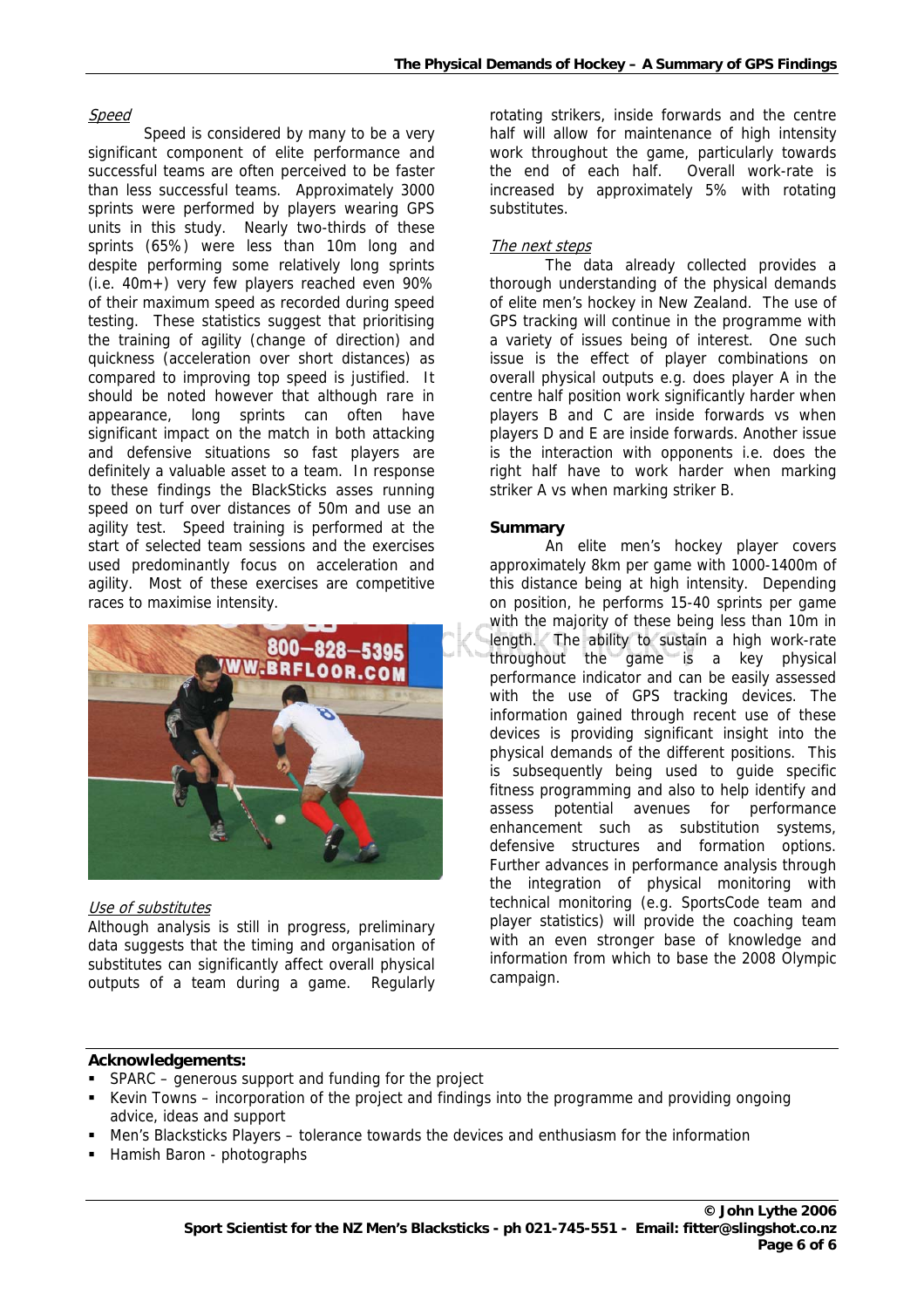*Speed*

Speed is considered by many to be a very significant component of elite performance and successful teams are often perceived to be faster than less successful teams. Approximately 3000 sprints were performed by players wearing GPS units in this study. Nearly two-thirds of these sprints (65%) were less than 10m long and despite performing some relatively long sprints (i.e. 40m+) very few players reached even 90% of their maximum speed as recorded during speed testing. These statistics suggest that prioritising the training of agility (change of direction) and quickness (acceleration over short distances) as compared to improving top speed is justified. It should be noted however that although rare in appearance, long sprints can often have significant impact on the match in both attacking and defensive situations so fast players are definitely a valuable asset to a team. In response to these findings the BlackSticks asses running speed on turf over distances of 50m and use an agility test. Speed training is performed at the start of selected team sessions and the exercises used predominantly focus on acceleration and agility. Most of these exercises are competitive races to maximise intensity.

*Use of substitutes*

Although analysis is still in progress, preliminary data suggests that the timing and organisation of substitutes can significantly affect overall physical outputs of a team during a game. Regularly rotating strikers, inside forwards and the centre half will allow for maintenance of high intensity work throughout the game, particularly towards the end of each half. Overall work-rate is increased by approximately 5% with rotating substitutes.

*The next steps*

The data already collected provides a thorough understanding of the physical demands of elite men's hockey in New Zealand. The use of GPS tracking will continue in the programme with a variety of issues being of interest. One such issue is the effect of player combinations on overall physical outputs e.g. does player A in the centre half position work significantly harder when players B and C are inside forwards vs when players D and E are inside forwards. Another issue is the interaction with opponents i.e. does the right half have to work harder when marking striker A vs when marking striker B.

**Summary**

An elite men's hockey player covers approximately 8km per game with 1000-1400m of this distance being at high intensity. Depending on position, he performs 15-40 sprints per game with the majority of these being less than 10m in length. The ability to sustain a high work-rate throughout the game is a key physical performance indicator and can be easily assessed with the use of GPS tracking devices. The information gained through recent use of these devices is providing significant insight into the physical demands of the different positions. This is subsequently being used to guide specific fitness programming and also to help identify and assess potential avenues for performance enhancement such as substitution systems, defensive structures and formation options. Further advances in performance analysis through the integration of physical monitoring with technical monitoring (e.g. SportsCode team and player statistics) will provide the coaching team with an even stronger base of knowledge and information from which to base the 2008 Olympic campaign.

**Acknowledgements:**

- SPARC – generous support and funding for the project
- Kevin Towns – incorporation of the project and findings into the programme and providing ongoing advice, ideas and support
- Men's Blacksticks Players – tolerance towards the devices and enthusiasm for the information
- Hamish Baron - photographs

**© John Lythe 2006**
**Sport Scientist for the NZ Men's Blacksticks - ph 021-745-551 - Email: fitter@slingshot.co.nz**